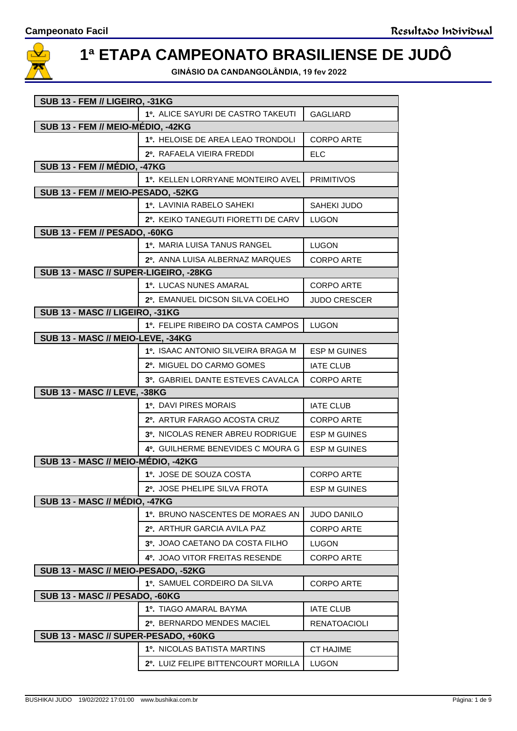# 1ª ETAPA CAMPEONATO BRASILIENSE DE JUDÔ

**GINÁSIO DA CANDANGOLÂNDIA, 19 fev 2022**

| Categoria | Atleta | Equipe |
|---|---|---|
| **SUB 13 - FEM // LIGEIRO, -31KG** | | |
| | 1º. ALICE SAYURI DE CASTRO TAKEUTI | GAGLIARD |
| **SUB 13 - FEM // MEIO-MÉDIO, -42KG** | | |
| | 1º. HELOISE DE AREA LEAO TRONDOLI | CORPO ARTE |
| | 2º. RAFAELA VIEIRA FREDDI | ELC |
| **SUB 13 - FEM // MÉDIO, -47KG** | | |
| | 1º. KELLEN LORRYANE MONTEIRO AVEL | PRIMITIVOS |
| **SUB 13 - FEM // MEIO-PESADO, -52KG** | | |
| | 1º. LAVINIA RABELO SAHEKI | SAHEKI JUDO |
| | 2º. KEIKO TANEGUTI FIORETTI DE CARV | LUGON |
| **SUB 13 - FEM // PESADO, -60KG** | | |
| | 1º. MARIA LUISA TANUS RANGEL | LUGON |
| | 2º. ANNA LUISA ALBERNAZ MARQUES | CORPO ARTE |
| **SUB 13 - MASC // SUPER-LIGEIRO, -28KG** | | |
| | 1º. LUCAS NUNES AMARAL | CORPO ARTE |
| | 2º. EMANUEL DICSON SILVA COELHO | JUDO CRESCER |
| **SUB 13 - MASC // LIGEIRO, -31KG** | | |
| | 1º. FELIPE RIBEIRO DA COSTA CAMPOS | LUGON |
| **SUB 13 - MASC // MEIO-LEVE, -34KG** | | |
| | 1º. ISAAC ANTONIO SILVEIRA BRAGA M | ESP M GUINES |
| | 2º. MIGUEL DO CARMO GOMES | IATE CLUB |
| | 3º. GABRIEL DANTE ESTEVES CAVALCA | CORPO ARTE |
| **SUB 13 - MASC // LEVE, -38KG** | | |
| | 1º. DAVI PIRES MORAIS | IATE CLUB |
| | 2º. ARTUR FARAGO ACOSTA CRUZ | CORPO ARTE |
| | 3º. NICOLAS RENER ABREU RODRIGUE | ESP M GUINES |
| | 4º. GUILHERME BENEVIDES C MOURA G | ESP M GUINES |
| **SUB 13 - MASC // MEIO-MÉDIO, -42KG** | | |
| | 1º. JOSE DE SOUZA COSTA | CORPO ARTE |
| | 2º. JOSE PHELIPE SILVA FROTA | ESP M GUINES |
| **SUB 13 - MASC // MÉDIO, -47KG** | | |
| | 1º. BRUNO NASCENTES DE MORAES AN | JUDO DANILO |
| | 2º. ARTHUR GARCIA AVILA PAZ | CORPO ARTE |
| | 3º. JOAO CAETANO DA COSTA FILHO | LUGON |
| | 4º. JOAO VITOR FREITAS RESENDE | CORPO ARTE |
| **SUB 13 - MASC // MEIO-PESADO, -52KG** | | |
| | 1º. SAMUEL CORDEIRO DA SILVA | CORPO ARTE |
| **SUB 13 - MASC // PESADO, -60KG** | | |
| | 1º. TIAGO AMARAL BAYMA | IATE CLUB |
| | 2º. BERNARDO MENDES MACIEL | RENATOACIOLI |
| **SUB 13 - MASC // SUPER-PESADO, +60KG** | | |
| | 1º. NICOLAS BATISTA MARTINS | CT HAJIME |
| | 2º. LUIZ FELIPE BITTENCOURT MORILLA | LUGON |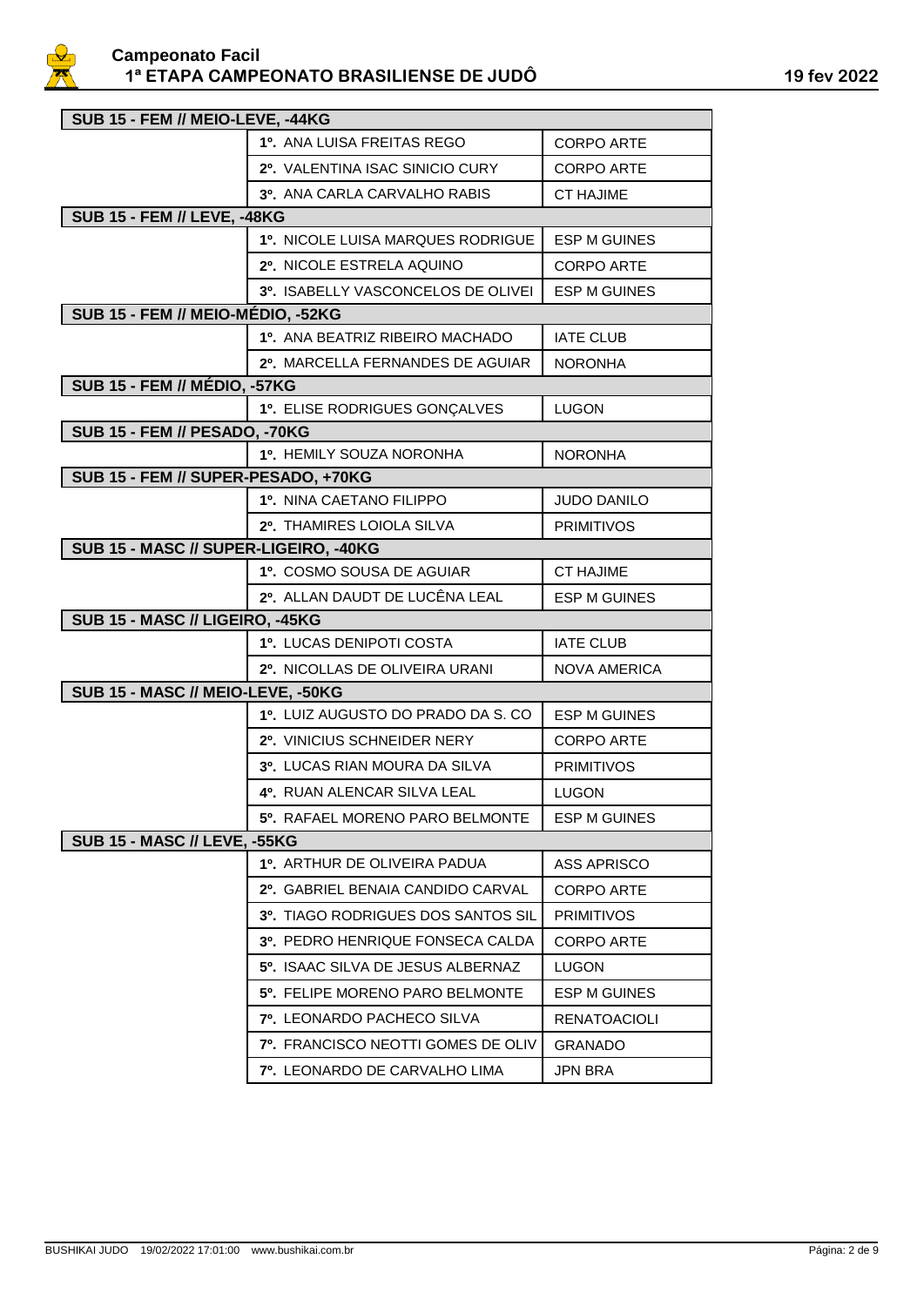| SUB 15 - FEM // MEIO-LEVE, -44KG | | |
|---|---|---|
| | 1º. ANA LUISA FREITAS REGO | CORPO ARTE |
| | 2º. VALENTINA ISAC SINICIO CURY | CORPO ARTE |
| | 3º. ANA CARLA CARVALHO RABIS | CT HAJIME |
| **SUB 15 - FEM // LEVE, -48KG** | | |
| | 1º. NICOLE LUISA MARQUES RODRIGUE | ESP M GUINES |
| | 2º. NICOLE ESTRELA AQUINO | CORPO ARTE |
| | 3º. ISABELLY VASCONCELOS DE OLIVEI | ESP M GUINES |
| **SUB 15 - FEM // MEIO-MÉDIO, -52KG** | | |
| | 1º. ANA BEATRIZ RIBEIRO MACHADO | IATE CLUB |
| | 2º. MARCELLA FERNANDES DE AGUIAR | NORONHA |
| **SUB 15 - FEM // MÉDIO, -57KG** | | |
| | 1º. ELISE RODRIGUES GONÇALVES | LUGON |
| **SUB 15 - FEM // PESADO, -70KG** | | |
| | 1º. HEMILY SOUZA NORONHA | NORONHA |
| **SUB 15 - FEM // SUPER-PESADO, +70KG** | | |
| | 1º. NINA CAETANO FILIPPO | JUDO DANILO |
| | 2º. THAMIRES LOIOLA SILVA | PRIMITIVOS |
| **SUB 15 - MASC // SUPER-LIGEIRO, -40KG** | | |
| | 1º. COSMO SOUSA DE AGUIAR | CT HAJIME |
| | 2º. ALLAN DAUDT DE LUCÊNA LEAL | ESP M GUINES |
| **SUB 15 - MASC // LIGEIRO, -45KG** | | |
| | 1º. LUCAS DENIPOTI COSTA | IATE CLUB |
| | 2º. NICOLLAS DE OLIVEIRA URANI | NOVA AMERICA |
| **SUB 15 - MASC // MEIO-LEVE, -50KG** | | |
| | 1º. LUIZ AUGUSTO DO PRADO DA S. CO | ESP M GUINES |
| | 2º. VINICIUS SCHNEIDER NERY | CORPO ARTE |
| | 3º. LUCAS RIAN MOURA DA SILVA | PRIMITIVOS |
| | 4º. RUAN ALENCAR SILVA LEAL | LUGON |
| | 5º. RAFAEL MORENO PARO BELMONTE | ESP M GUINES |
| **SUB 15 - MASC // LEVE, -55KG** | | |
| | 1º. ARTHUR DE OLIVEIRA PADUA | ASS APRISCO |
| | 2º. GABRIEL BENAIA CANDIDO CARVAL | CORPO ARTE |
| | 3º. TIAGO RODRIGUES DOS SANTOS SIL | PRIMITIVOS |
| | 3º. PEDRO HENRIQUE FONSECA CALDA | CORPO ARTE |
| | 5º. ISAAC SILVA DE JESUS ALBERNAZ | LUGON |
| | 5º. FELIPE MORENO PARO BELMONTE | ESP M GUINES |
| | 7º. LEONARDO PACHECO SILVA | RENATOACIOLI |
| | 7º. FRANCISCO NEOTTI GOMES DE OLIV | GRANADO |
| | 7º. LEONARDO DE CARVALHO LIMA | JPN BRA |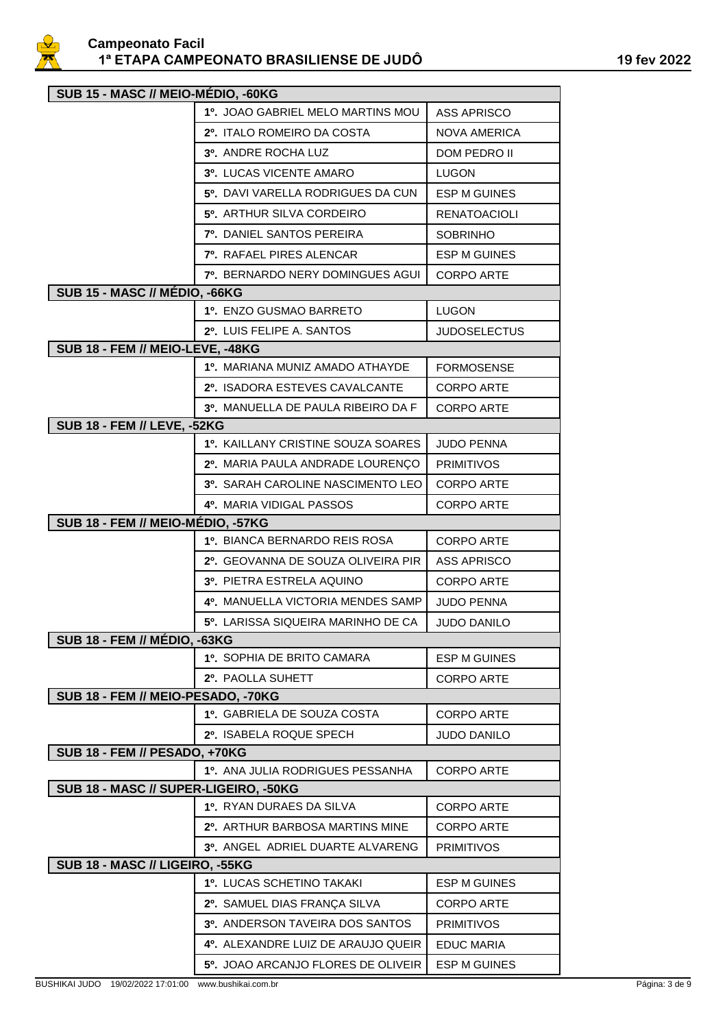**Campeonato Facil**
**1ª ETAPA CAMPEONATO BRASILIENSE DE JUDÔ** 19 fev 2022

| Categoria | Colocação / Atleta | Equipe |
|---|---|---|
| **SUB 15 - MASC // MEIO-MÉDIO, -60KG** | | |
| | 1º. JOAO GABRIEL MELO MARTINS MOU | ASS APRISCO |
| | 2º. ITALO ROMEIRO DA COSTA | NOVA AMERICA |
| | 3º. ANDRE ROCHA LUZ | DOM PEDRO II |
| | 3º. LUCAS VICENTE AMARO | LUGON |
| | 5º. DAVI VARELLA RODRIGUES DA CUN | ESP M GUINES |
| | 5º. ARTHUR SILVA CORDEIRO | RENATOACIOLI |
| | 7º. DANIEL SANTOS PEREIRA | SOBRINHO |
| | 7º. RAFAEL PIRES ALENCAR | ESP M GUINES |
| | 7º. BERNARDO NERY DOMINGUES AGUI | CORPO ARTE |
| **SUB 15 - MASC // MÉDIO, -66KG** | | |
| | 1º. ENZO GUSMAO BARRETO | LUGON |
| | 2º. LUIS FELIPE A. SANTOS | JUDOSELECTUS |
| **SUB 18 - FEM // MEIO-LEVE, -48KG** | | |
| | 1º. MARIANA MUNIZ AMADO ATHAYDE | FORMOSENSE |
| | 2º. ISADORA ESTEVES CAVALCANTE | CORPO ARTE |
| | 3º. MANUELLA DE PAULA RIBEIRO DA F | CORPO ARTE |
| **SUB 18 - FEM // LEVE, -52KG** | | |
| | 1º. KAILLANY CRISTINE SOUZA SOARES | JUDO PENNA |
| | 2º. MARIA PAULA ANDRADE LOURENÇO | PRIMITIVOS |
| | 3º. SARAH CAROLINE NASCIMENTO LEO | CORPO ARTE |
| | 4º. MARIA VIDIGAL PASSOS | CORPO ARTE |
| **SUB 18 - FEM // MEIO-MÉDIO, -57KG** | | |
| | 1º. BIANCA BERNARDO REIS ROSA | CORPO ARTE |
| | 2º. GEOVANNA DE SOUZA OLIVEIRA PIR | ASS APRISCO |
| | 3º. PIETRA ESTRELA AQUINO | CORPO ARTE |
| | 4º. MANUELLA VICTORIA MENDES SAMP | JUDO PENNA |
| | 5º. LARISSA SIQUEIRA MARINHO DE CA | JUDO DANILO |
| **SUB 18 - FEM // MÉDIO, -63KG** | | |
| | 1º. SOPHIA DE BRITO CAMARA | ESP M GUINES |
| | 2º. PAOLLA SUHETT | CORPO ARTE |
| **SUB 18 - FEM // MEIO-PESADO, -70KG** | | |
| | 1º. GABRIELA DE SOUZA COSTA | CORPO ARTE |
| | 2º. ISABELA ROQUE SPECH | JUDO DANILO |
| **SUB 18 - FEM // PESADO, +70KG** | | |
| | 1º. ANA JULIA RODRIGUES PESSANHA | CORPO ARTE |
| **SUB 18 - MASC // SUPER-LIGEIRO, -50KG** | | |
| | 1º. RYAN DURAES DA SILVA | CORPO ARTE |
| | 2º. ARTHUR BARBOSA MARTINS MINE | CORPO ARTE |
| | 3º. ANGEL ADRIEL DUARTE ALVARENG | PRIMITIVOS |
| **SUB 18 - MASC // LIGEIRO, -55KG** | | |
| | 1º. LUCAS SCHETINO TAKAKI | ESP M GUINES |
| | 2º. SAMUEL DIAS FRANÇA SILVA | CORPO ARTE |
| | 3º. ANDERSON TAVEIRA DOS SANTOS | PRIMITIVOS |
| | 4º. ALEXANDRE LUIZ DE ARAUJO QUEIR | EDUC MARIA |
| | 5º. JOAO ARCANJO FLORES DE OLIVEIR | ESP M GUINES |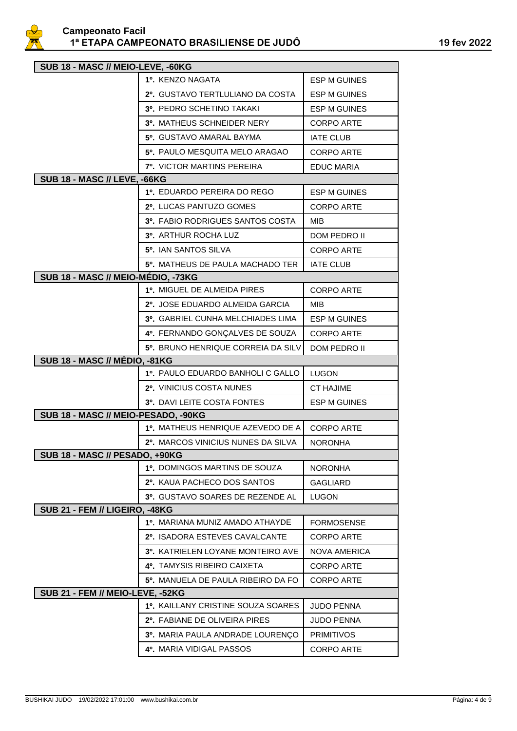### SUB 18 - MASC // MEIO-LEVE, -60KG

| Colocação | Atleta | Equipe |
|---|---|---|
| 1º. | KENZO NAGATA | ESP M GUINES |
| 2º. | GUSTAVO TERTLULIANO DA COSTA | ESP M GUINES |
| 3º. | PEDRO SCHETINO TAKAKI | ESP M GUINES |
| 3º. | MATHEUS SCHNEIDER NERY | CORPO ARTE |
| 5º. | GUSTAVO AMARAL BAYMA | IATE CLUB |
| 5º. | PAULO MESQUITA MELO ARAGAO | CORPO ARTE |
| 7º. | VICTOR MARTINS PEREIRA | EDUC MARIA |

### SUB 18 - MASC // LEVE, -66KG

| Colocação | Atleta | Equipe |
|---|---|---|
| 1º. | EDUARDO PEREIRA DO REGO | ESP M GUINES |
| 2º. | LUCAS PANTUZO GOMES | CORPO ARTE |
| 3º. | FABIO RODRIGUES SANTOS COSTA | MIB |
| 3º. | ARTHUR ROCHA LUZ | DOM PEDRO II |
| 5º. | IAN SANTOS SILVA | CORPO ARTE |
| 5º. | MATHEUS DE PAULA MACHADO TER | IATE CLUB |

### SUB 18 - MASC // MEIO-MÉDIO, -73KG

| Colocação | Atleta | Equipe |
|---|---|---|
| 1º. | MIGUEL DE ALMEIDA PIRES | CORPO ARTE |
| 2º. | JOSE EDUARDO ALMEIDA GARCIA | MIB |
| 3º. | GABRIEL CUNHA MELCHIADES LIMA | ESP M GUINES |
| 4º. | FERNANDO GONÇALVES DE SOUZA | CORPO ARTE |
| 5º. | BRUNO HENRIQUE CORREIA DA SILV | DOM PEDRO II |

### SUB 18 - MASC // MÉDIO, -81KG

| Colocação | Atleta | Equipe |
|---|---|---|
| 1º. | PAULO EDUARDO BANHOLI C GALLO | LUGON |
| 2º. | VINICIUS COSTA NUNES | CT HAJIME |
| 3º. | DAVI LEITE COSTA FONTES | ESP M GUINES |

### SUB 18 - MASC // MEIO-PESADO, -90KG

| Colocação | Atleta | Equipe |
|---|---|---|
| 1º. | MATHEUS HENRIQUE AZEVEDO DE A | CORPO ARTE |
| 2º. | MARCOS VINICIUS NUNES DA SILVA | NORONHA |

### SUB 18 - MASC // PESADO, +90KG

| Colocação | Atleta | Equipe |
|---|---|---|
| 1º. | DOMINGOS MARTINS DE SOUZA | NORONHA |
| 2º. | KAUA PACHECO DOS SANTOS | GAGLIARD |
| 3º. | GUSTAVO SOARES DE REZENDE AL | LUGON |

### SUB 21 - FEM // LIGEIRO, -48KG

| Colocação | Atleta | Equipe |
|---|---|---|
| 1º. | MARIANA MUNIZ AMADO ATHAYDE | FORMOSENSE |
| 2º. | ISADORA ESTEVES CAVALCANTE | CORPO ARTE |
| 3º. | KATRIELEN LOYANE MONTEIRO AVE | NOVA AMERICA |
| 4º. | TAMYSIS RIBEIRO CAIXETA | CORPO ARTE |
| 5º. | MANUELA DE PAULA RIBEIRO DA FO | CORPO ARTE |

### SUB 21 - FEM // MEIO-LEVE, -52KG

| Colocação | Atleta | Equipe |
|---|---|---|
| 1º. | KAILLANY CRISTINE SOUZA SOARES | JUDO PENNA |
| 2º. | FABIANE DE OLIVEIRA PIRES | JUDO PENNA |
| 3º. | MARIA PAULA ANDRADE LOURENÇO | PRIMITIVOS |
| 4º. | MARIA VIDIGAL PASSOS | CORPO ARTE |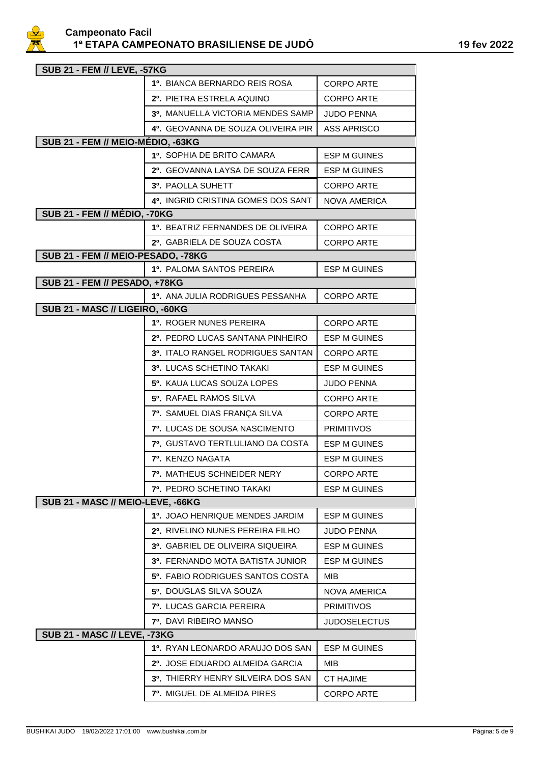### SUB 21 - FEM // LEVE, -57KG

| Colocação | Atleta | Equipe |
|---|---|---|
| 1º. | BIANCA BERNARDO REIS ROSA | CORPO ARTE |
| 2º. | PIETRA ESTRELA AQUINO | CORPO ARTE |
| 3º. | MANUELLA VICTORIA MENDES SAMP | JUDO PENNA |
| 4º. | GEOVANNA DE SOUZA OLIVEIRA PIR | ASS APRISCO |

### SUB 21 - FEM // MEIO-MÉDIO, -63KG

| Colocação | Atleta | Equipe |
|---|---|---|
| 1º. | SOPHIA DE BRITO CAMARA | ESP M GUINES |
| 2º. | GEOVANNA LAYSA DE SOUZA FERR | ESP M GUINES |
| 3º. | PAOLLA SUHETT | CORPO ARTE |
| 4º. | INGRID CRISTINA GOMES DOS SANT | NOVA AMERICA |

### SUB 21 - FEM // MÉDIO, -70KG

| Colocação | Atleta | Equipe |
|---|---|---|
| 1º. | BEATRIZ FERNANDES DE OLIVEIRA | CORPO ARTE |
| 2º. | GABRIELA DE SOUZA COSTA | CORPO ARTE |

### SUB 21 - FEM // MEIO-PESADO, -78KG

| Colocação | Atleta | Equipe |
|---|---|---|
| 1º. | PALOMA SANTOS PEREIRA | ESP M GUINES |

### SUB 21 - FEM // PESADO, +78KG

| Colocação | Atleta | Equipe |
|---|---|---|
| 1º. | ANA JULIA RODRIGUES PESSANHA | CORPO ARTE |

### SUB 21 - MASC // LIGEIRO, -60KG

| Colocação | Atleta | Equipe |
|---|---|---|
| 1º. | ROGER NUNES PEREIRA | CORPO ARTE |
| 2º. | PEDRO LUCAS SANTANA PINHEIRO | ESP M GUINES |
| 3º. | ITALO RANGEL RODRIGUES SANTAN | CORPO ARTE |
| 3º. | LUCAS SCHETINO TAKAKI | ESP M GUINES |
| 5º. | KAUA LUCAS SOUZA LOPES | JUDO PENNA |
| 5º. | RAFAEL RAMOS SILVA | CORPO ARTE |
| 7º. | SAMUEL DIAS FRANÇA SILVA | CORPO ARTE |
| 7º. | LUCAS DE SOUSA NASCIMENTO | PRIMITIVOS |
| 7º. | GUSTAVO TERTLULIANO DA COSTA | ESP M GUINES |
| 7º. | KENZO NAGATA | ESP M GUINES |
| 7º. | MATHEUS SCHNEIDER NERY | CORPO ARTE |
| 7º. | PEDRO SCHETINO TAKAKI | ESP M GUINES |

### SUB 21 - MASC // MEIO-LEVE, -66KG

| Colocação | Atleta | Equipe |
|---|---|---|
| 1º. | JOAO HENRIQUE MENDES JARDIM | ESP M GUINES |
| 2º. | RIVELINO NUNES PEREIRA FILHO | JUDO PENNA |
| 3º. | GABRIEL DE OLIVEIRA SIQUEIRA | ESP M GUINES |
| 3º. | FERNANDO MOTA BATISTA JUNIOR | ESP M GUINES |
| 5º. | FABIO RODRIGUES SANTOS COSTA | MIB |
| 5º. | DOUGLAS SILVA SOUZA | NOVA AMERICA |
| 7º. | LUCAS GARCIA PEREIRA | PRIMITIVOS |
| 7º. | DAVI RIBEIRO MANSO | JUDOSELECTUS |

### SUB 21 - MASC // LEVE, -73KG

| Colocação | Atleta | Equipe |
|---|---|---|
| 1º. | RYAN LEONARDO ARAUJO DOS SAN | ESP M GUINES |
| 2º. | JOSE EDUARDO ALMEIDA GARCIA | MIB |
| 3º. | THIERRY HENRY SILVEIRA DOS SAN | CT HAJIME |
| 7º. | MIGUEL DE ALMEIDA PIRES | CORPO ARTE |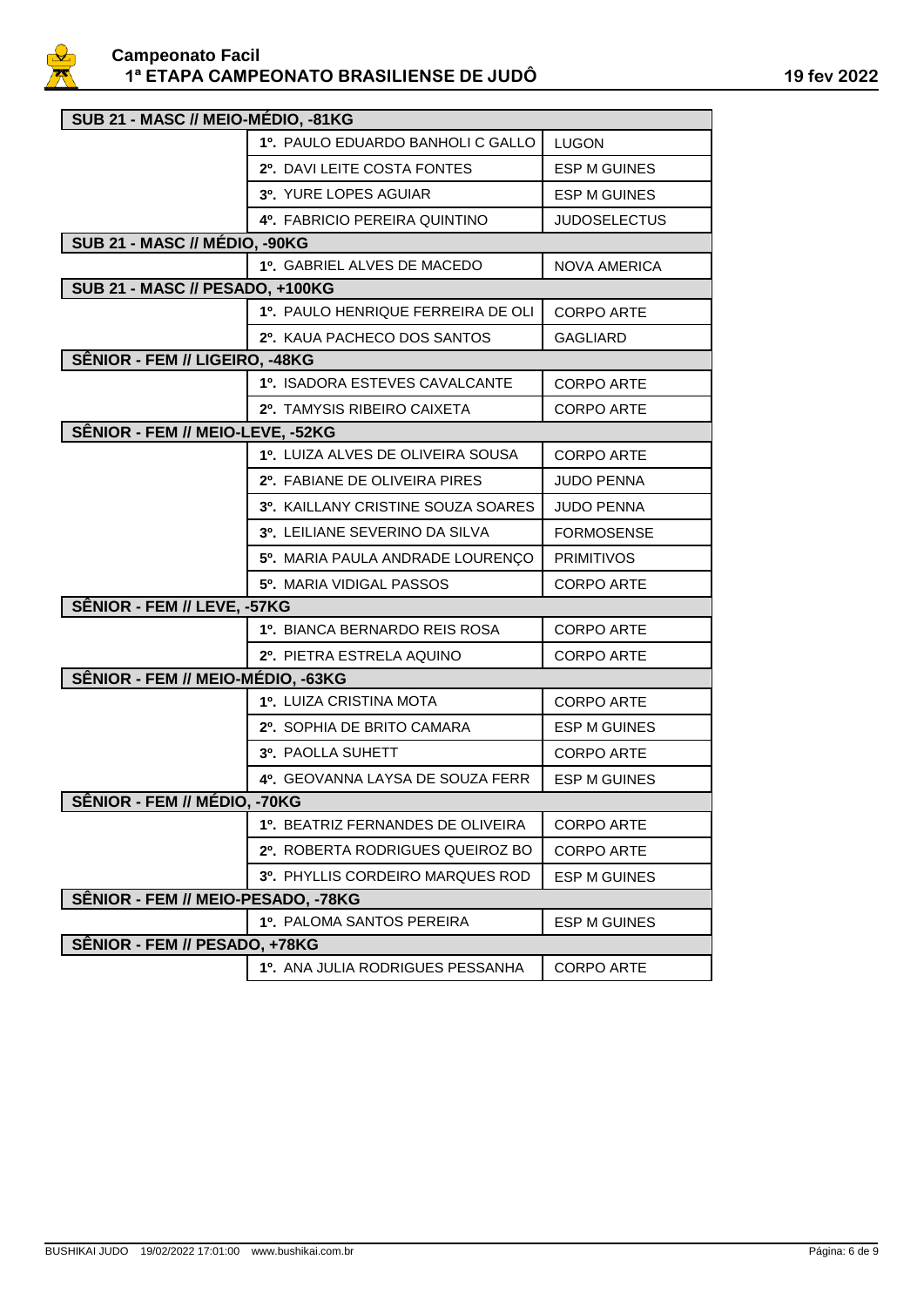**Campeonato Facil**
**1ª ETAPA CAMPEONATO BRASILIENSE DE JUDÔ** **19 fev 2022**

| SUB 21 - MASC // MEIO-MÉDIO, -81KG | | |
|---|---|---|
| | 1º. PAULO EDUARDO BANHOLI C GALLO | LUGON |
| | 2º. DAVI LEITE COSTA FONTES | ESP M GUINES |
| | 3º. YURE LOPES AGUIAR | ESP M GUINES |
| | 4º. FABRICIO PEREIRA QUINTINO | JUDOSELECTUS |
| **SUB 21 - MASC // MÉDIO, -90KG** | | |
| | 1º. GABRIEL ALVES DE MACEDO | NOVA AMERICA |
| **SUB 21 - MASC // PESADO, +100KG** | | |
| | 1º. PAULO HENRIQUE FERREIRA DE OLI | CORPO ARTE |
| | 2º. KAUA PACHECO DOS SANTOS | GAGLIARD |
| **SÊNIOR - FEM // LIGEIRO, -48KG** | | |
| | 1º. ISADORA ESTEVES CAVALCANTE | CORPO ARTE |
| | 2º. TAMYSIS RIBEIRO CAIXETA | CORPO ARTE |
| **SÊNIOR - FEM // MEIO-LEVE, -52KG** | | |
| | 1º. LUIZA ALVES DE OLIVEIRA SOUSA | CORPO ARTE |
| | 2º. FABIANE DE OLIVEIRA PIRES | JUDO PENNA |
| | 3º. KAILLANY CRISTINE SOUZA SOARES | JUDO PENNA |
| | 3º. LEILIANE SEVERINO DA SILVA | FORMOSENSE |
| | 5º. MARIA PAULA ANDRADE LOURENÇO | PRIMITIVOS |
| | 5º. MARIA VIDIGAL PASSOS | CORPO ARTE |
| **SÊNIOR - FEM // LEVE, -57KG** | | |
| | 1º. BIANCA BERNARDO REIS ROSA | CORPO ARTE |
| | 2º. PIETRA ESTRELA AQUINO | CORPO ARTE |
| **SÊNIOR - FEM // MEIO-MÉDIO, -63KG** | | |
| | 1º. LUIZA CRISTINA MOTA | CORPO ARTE |
| | 2º. SOPHIA DE BRITO CAMARA | ESP M GUINES |
| | 3º. PAOLLA SUHETT | CORPO ARTE |
| | 4º. GEOVANNA LAYSA DE SOUZA FERR | ESP M GUINES |
| **SÊNIOR - FEM // MÉDIO, -70KG** | | |
| | 1º. BEATRIZ FERNANDES DE OLIVEIRA | CORPO ARTE |
| | 2º. ROBERTA RODRIGUES QUEIROZ BO | CORPO ARTE |
| | 3º. PHYLLIS CORDEIRO MARQUES ROD | ESP M GUINES |
| **SÊNIOR - FEM // MEIO-PESADO, -78KG** | | |
| | 1º. PALOMA SANTOS PEREIRA | ESP M GUINES |
| **SÊNIOR - FEM // PESADO, +78KG** | | |
| | 1º. ANA JULIA RODRIGUES PESSANHA | CORPO ARTE |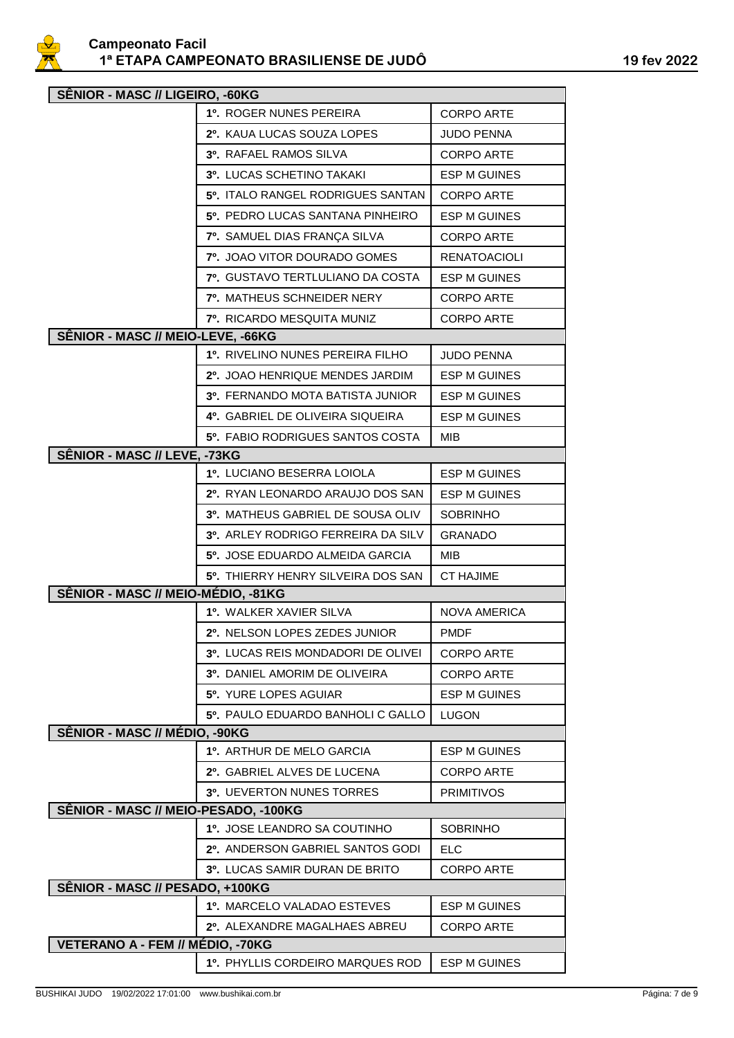# Campeonato Facil

## 1ª ETAPA CAMPEONATO BRASILIENSE DE JUDÔ

19 fev 2022

### SÊNIOR - MASC // LIGEIRO, -60KG

| Colocação | Atleta | Equipe |
|---|---|---|
| 1º. | ROGER NUNES PEREIRA | CORPO ARTE |
| 2º. | KAUA LUCAS SOUZA LOPES | JUDO PENNA |
| 3º. | RAFAEL RAMOS SILVA | CORPO ARTE |
| 3º. | LUCAS SCHETINO TAKAKI | ESP M GUINES |
| 5º. | ITALO RANGEL RODRIGUES SANTAN | CORPO ARTE |
| 5º. | PEDRO LUCAS SANTANA PINHEIRO | ESP M GUINES |
| 7º. | SAMUEL DIAS FRANÇA SILVA | CORPO ARTE |
| 7º. | JOAO VITOR DOURADO GOMES | RENATOACIOLI |
| 7º. | GUSTAVO TERTLULIANO DA COSTA | ESP M GUINES |
| 7º. | MATHEUS SCHNEIDER NERY | CORPO ARTE |
| 7º. | RICARDO MESQUITA MUNIZ | CORPO ARTE |

### SÊNIOR - MASC // MEIO-LEVE, -66KG

| Colocação | Atleta | Equipe |
|---|---|---|
| 1º. | RIVELINO NUNES PEREIRA FILHO | JUDO PENNA |
| 2º. | JOAO HENRIQUE MENDES JARDIM | ESP M GUINES |
| 3º. | FERNANDO MOTA BATISTA JUNIOR | ESP M GUINES |
| 4º. | GABRIEL DE OLIVEIRA SIQUEIRA | ESP M GUINES |
| 5º. | FABIO RODRIGUES SANTOS COSTA | MIB |

### SÊNIOR - MASC // LEVE, -73KG

| Colocação | Atleta | Equipe |
|---|---|---|
| 1º. | LUCIANO BESERRA LOIOLA | ESP M GUINES |
| 2º. | RYAN LEONARDO ARAUJO DOS SAN | ESP M GUINES |
| 3º. | MATHEUS GABRIEL DE SOUSA OLIV | SOBRINHO |
| 3º. | ARLEY RODRIGO FERREIRA DA SILV | GRANADO |
| 5º. | JOSE EDUARDO ALMEIDA GARCIA | MIB |
| 5º. | THIERRY HENRY SILVEIRA DOS SAN | CT HAJIME |

### SÊNIOR - MASC // MEIO-MÉDIO, -81KG

| Colocação | Atleta | Equipe |
|---|---|---|
| 1º. | WALKER XAVIER SILVA | NOVA AMERICA |
| 2º. | NELSON LOPES ZEDES JUNIOR | PMDF |
| 3º. | LUCAS REIS MONDADORI DE OLIVEI | CORPO ARTE |
| 3º. | DANIEL AMORIM DE OLIVEIRA | CORPO ARTE |
| 5º. | YURE LOPES AGUIAR | ESP M GUINES |
| 5º. | PAULO EDUARDO BANHOLI C GALLO | LUGON |

### SÊNIOR - MASC // MÉDIO, -90KG

| Colocação | Atleta | Equipe |
|---|---|---|
| 1º. | ARTHUR DE MELO GARCIA | ESP M GUINES |
| 2º. | GABRIEL ALVES DE LUCENA | CORPO ARTE |
| 3º. | UEVERTON NUNES TORRES | PRIMITIVOS |

### SÊNIOR - MASC // MEIO-PESADO, -100KG

| Colocação | Atleta | Equipe |
|---|---|---|
| 1º. | JOSE LEANDRO SA COUTINHO | SOBRINHO |
| 2º. | ANDERSON GABRIEL SANTOS GODI | ELC |
| 3º. | LUCAS SAMIR DURAN DE BRITO | CORPO ARTE |

### SÊNIOR - MASC // PESADO, +100KG

| Colocação | Atleta | Equipe |
|---|---|---|
| 1º. | MARCELO VALADAO ESTEVES | ESP M GUINES |
| 2º. | ALEXANDRE MAGALHAES ABREU | CORPO ARTE |

### VETERANO A - FEM // MÉDIO, -70KG

| Colocação | Atleta | Equipe |
|---|---|---|
| 1º. | PHYLLIS CORDEIRO MARQUES ROD | ESP M GUINES |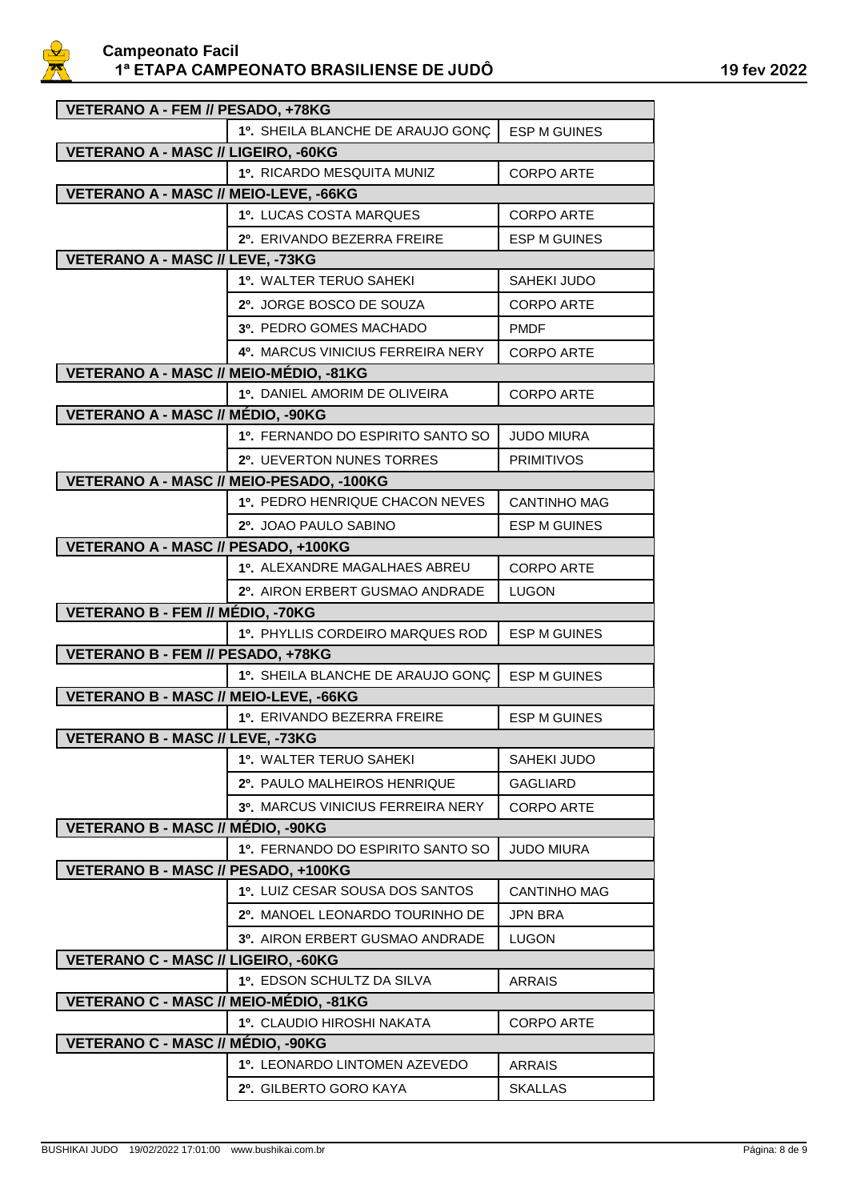**Campeonato Facil**
**1ª ETAPA CAMPEONATO BRASILIENSE DE JUDÔ** 19 fev 2022

| VETERANO A - FEM // PESADO, +78KG | | |
|---|---|---|
| | 1º. SHEILA BLANCHE DE ARAUJO GONÇ | ESP M GUINES |
| **VETERANO A - MASC // LIGEIRO, -60KG** | | |
| | 1º. RICARDO MESQUITA MUNIZ | CORPO ARTE |
| **VETERANO A - MASC // MEIO-LEVE, -66KG** | | |
| | 1º. LUCAS COSTA MARQUES | CORPO ARTE |
| | 2º. ERIVANDO BEZERRA FREIRE | ESP M GUINES |
| **VETERANO A - MASC // LEVE, -73KG** | | |
| | 1º. WALTER TERUO SAHEKI | SAHEKI JUDO |
| | 2º. JORGE BOSCO DE SOUZA | CORPO ARTE |
| | 3º. PEDRO GOMES MACHADO | PMDF |
| | 4º. MARCUS VINICIUS FERREIRA NERY | CORPO ARTE |
| **VETERANO A - MASC // MEIO-MÉDIO, -81KG** | | |
| | 1º. DANIEL AMORIM DE OLIVEIRA | CORPO ARTE |
| **VETERANO A - MASC // MÉDIO, -90KG** | | |
| | 1º. FERNANDO DO ESPIRITO SANTO SO | JUDO MIURA |
| | 2º. UEVERTON NUNES TORRES | PRIMITIVOS |
| **VETERANO A - MASC // MEIO-PESADO, -100KG** | | |
| | 1º. PEDRO HENRIQUE CHACON NEVES | CANTINHO MAG |
| | 2º. JOAO PAULO SABINO | ESP M GUINES |
| **VETERANO A - MASC // PESADO, +100KG** | | |
| | 1º. ALEXANDRE MAGALHAES ABREU | CORPO ARTE |
| | 2º. AIRON ERBERT GUSMAO ANDRADE | LUGON |
| **VETERANO B - FEM // MÉDIO, -70KG** | | |
| | 1º. PHYLLIS CORDEIRO MARQUES ROD | ESP M GUINES |
| **VETERANO B - FEM // PESADO, +78KG** | | |
| | 1º. SHEILA BLANCHE DE ARAUJO GONÇ | ESP M GUINES |
| **VETERANO B - MASC // MEIO-LEVE, -66KG** | | |
| | 1º. ERIVANDO BEZERRA FREIRE | ESP M GUINES |
| **VETERANO B - MASC // LEVE, -73KG** | | |
| | 1º. WALTER TERUO SAHEKI | SAHEKI JUDO |
| | 2º. PAULO MALHEIROS HENRIQUE | GAGLIARD |
| | 3º. MARCUS VINICIUS FERREIRA NERY | CORPO ARTE |
| **VETERANO B - MASC // MÉDIO, -90KG** | | |
| | 1º. FERNANDO DO ESPIRITO SANTO SO | JUDO MIURA |
| **VETERANO B - MASC // PESADO, +100KG** | | |
| | 1º. LUIZ CESAR SOUSA DOS SANTOS | CANTINHO MAG |
| | 2º. MANOEL LEONARDO TOURINHO DE | JPN BRA |
| | 3º. AIRON ERBERT GUSMAO ANDRADE | LUGON |
| **VETERANO C - MASC // LIGEIRO, -60KG** | | |
| | 1º. EDSON SCHULTZ DA SILVA | ARRAIS |
| **VETERANO C - MASC // MEIO-MÉDIO, -81KG** | | |
| | 1º. CLAUDIO HIROSHI NAKATA | CORPO ARTE |
| **VETERANO C - MASC // MÉDIO, -90KG** | | |
| | 1º. LEONARDO LINTOMEN AZEVEDO | ARRAIS |
| | 2º. GILBERTO GORO KAYA | SKALLAS |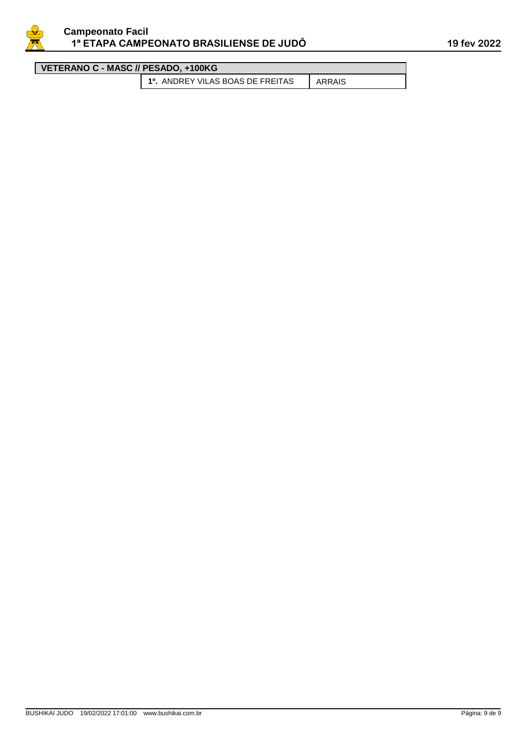| VETERANO C - MASC // PESADO, +100KG | |
| --- | --- |
| **1º.** ANDREY VILAS BOAS DE FREITAS | ARRAIS |